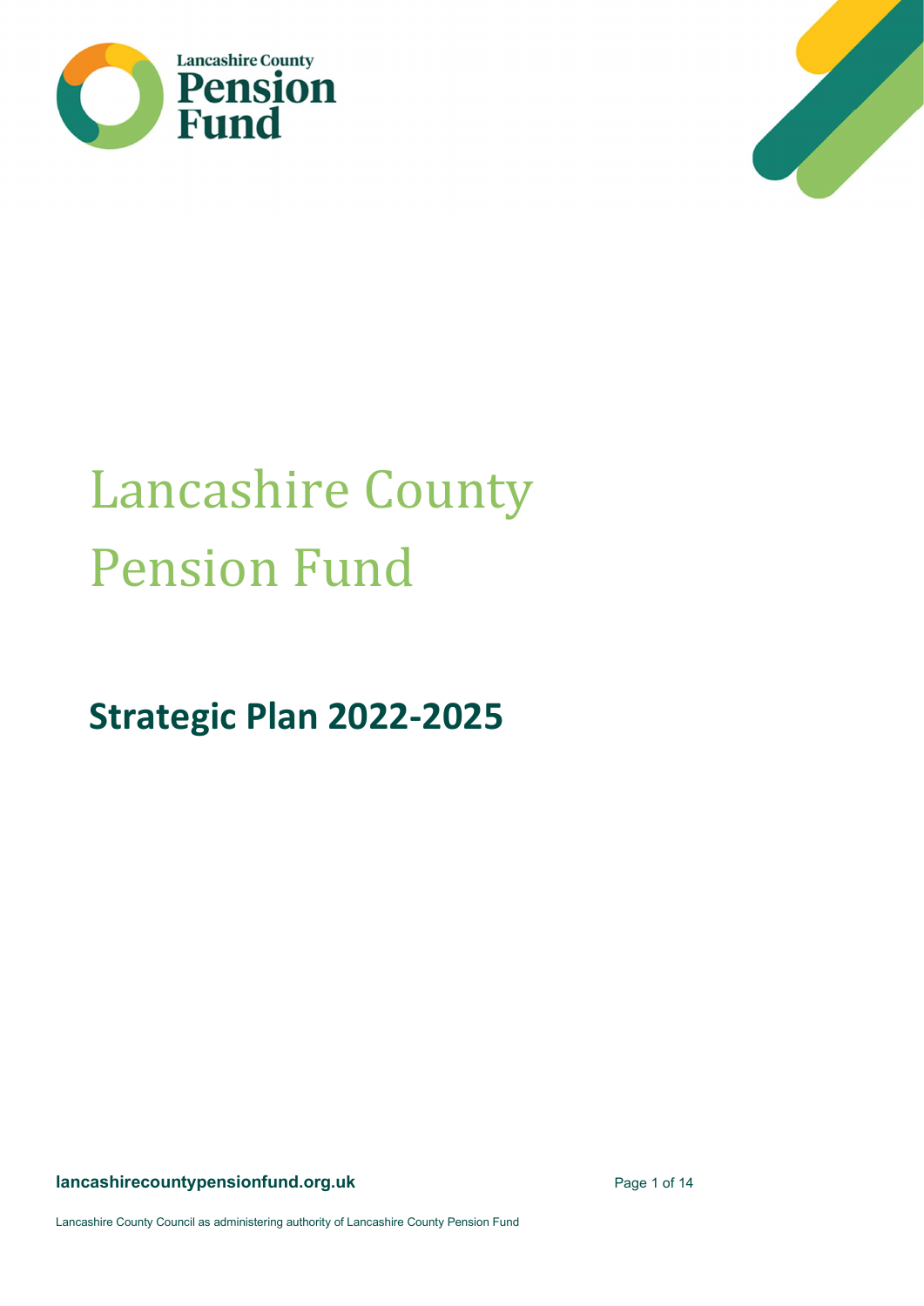# Lancashire County Pension Fund

## Strategic Plan 2022-2025

**lancashirecountypensionfund.org.uk**

Lancashire County Council as administering authority of Lancashire County Pension Fund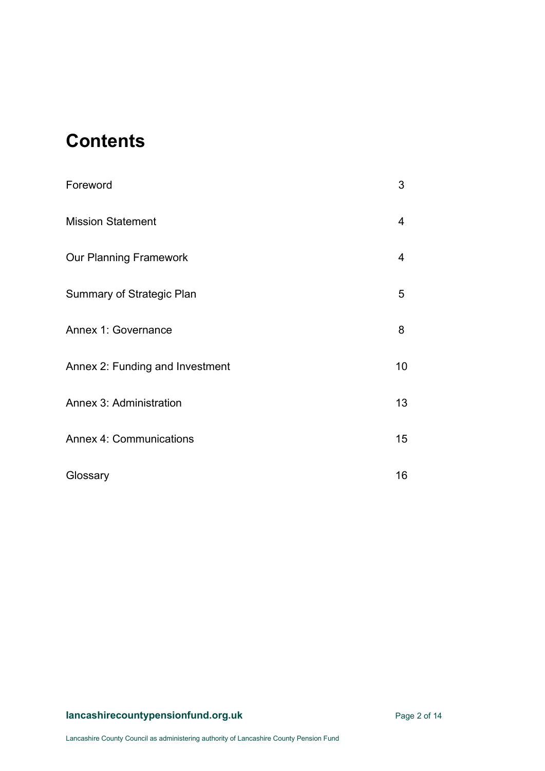# Contents

| | |
|---|---|
| Foreword | 3 |
| Mission Statement | 4 |
| Our Planning Framework | 4 |
| Summary of Strategic Plan | 5 |
| Annex 1: Governance | 8 |
| Annex 2: Funding and Investment | 10 |
| Annex 3: Administration | 13 |
| Annex 4: Communications | 15 |
| Glossary | 16 |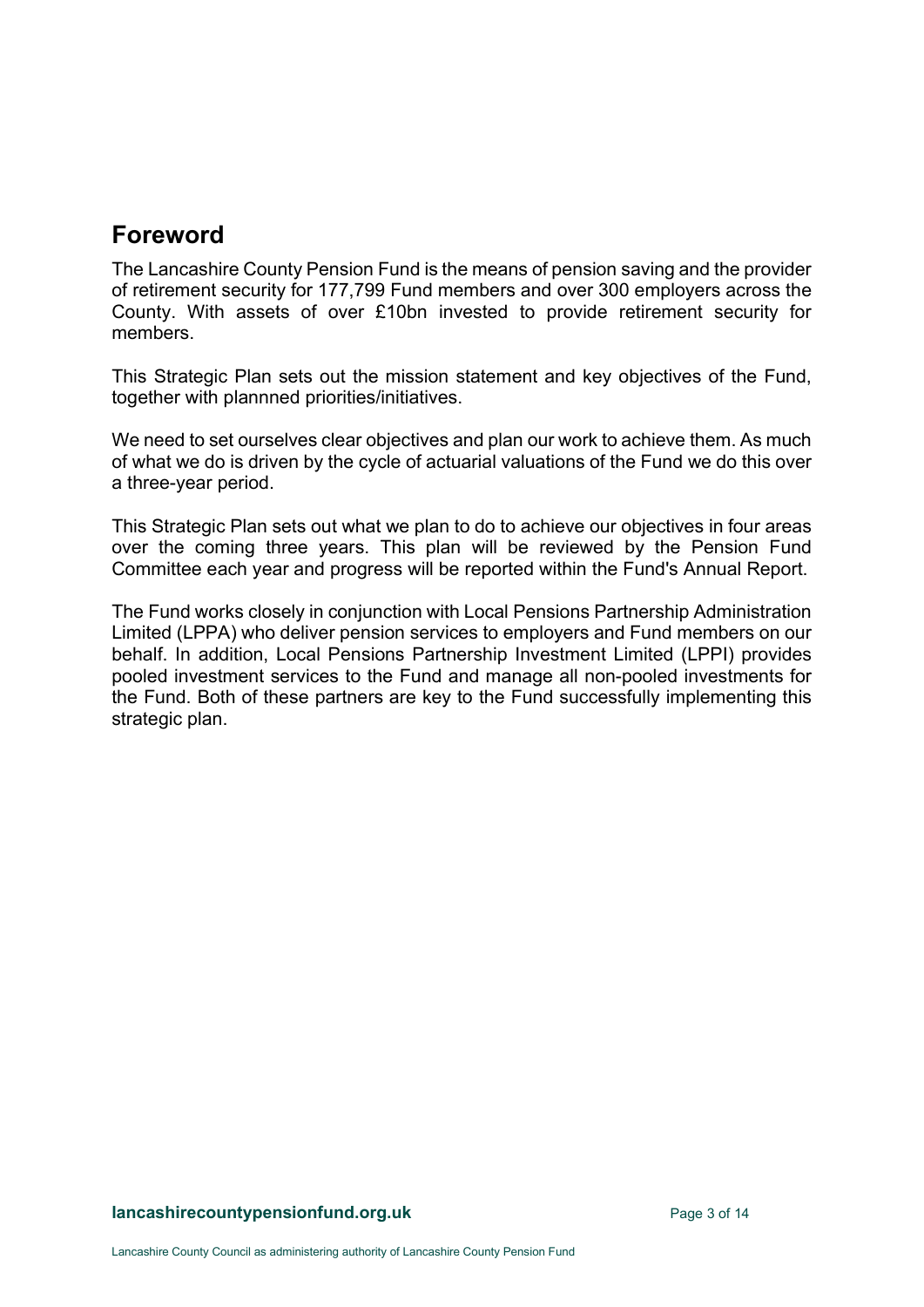## Foreword

The Lancashire County Pension Fund is the means of pension saving and the provider of retirement security for 177,799 Fund members and over 300 employers across the County. With assets of over £10bn invested to provide retirement security for members.

This Strategic Plan sets out the mission statement and key objectives of the Fund, together with plannned priorities/initiatives.

We need to set ourselves clear objectives and plan our work to achieve them. As much of what we do is driven by the cycle of actuarial valuations of the Fund we do this over a three-year period.

This Strategic Plan sets out what we plan to do to achieve our objectives in four areas over the coming three years. This plan will be reviewed by the Pension Fund Committee each year and progress will be reported within the Fund's Annual Report.

The Fund works closely in conjunction with Local Pensions Partnership Administration Limited (LPPA) who deliver pension services to employers and Fund members on our behalf. In addition, Local Pensions Partnership Investment Limited (LPPI) provides pooled investment services to the Fund and manage all non-pooled investments for the Fund. Both of these partners are key to the Fund successfully implementing this strategic plan.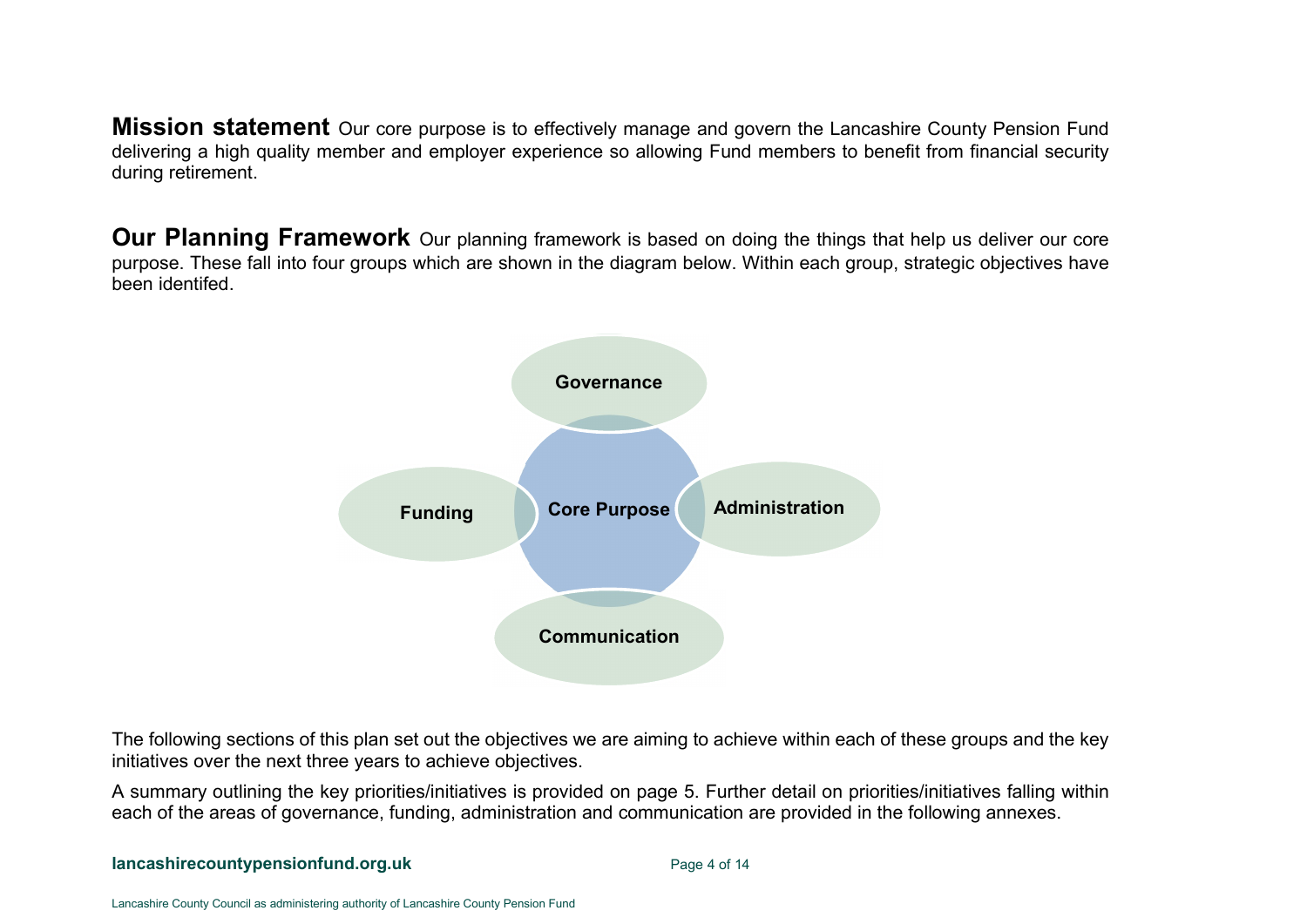**Mission statement** Our core purpose is to effectively manage and govern the Lancashire County Pension Fund delivering a high quality member and employer experience so allowing Fund members to benefit from financial security during retirement.

**Our Planning Framework** Our planning framework is based on doing the things that help us deliver our core purpose. These fall into four groups which are shown in the diagram below. Within each group, strategic objectives have been identifed.

Governance

Funding | Core Purpose | Administration

Communication

The following sections of this plan set out the objectives we are aiming to achieve within each of these groups and the key initiatives over the next three years to achieve objectives.

A summary outlining the key priorities/initiatives is provided on page 5. Further detail on priorities/initiatives falling within each of the areas of governance, funding, administration and communication are provided in the following annexes.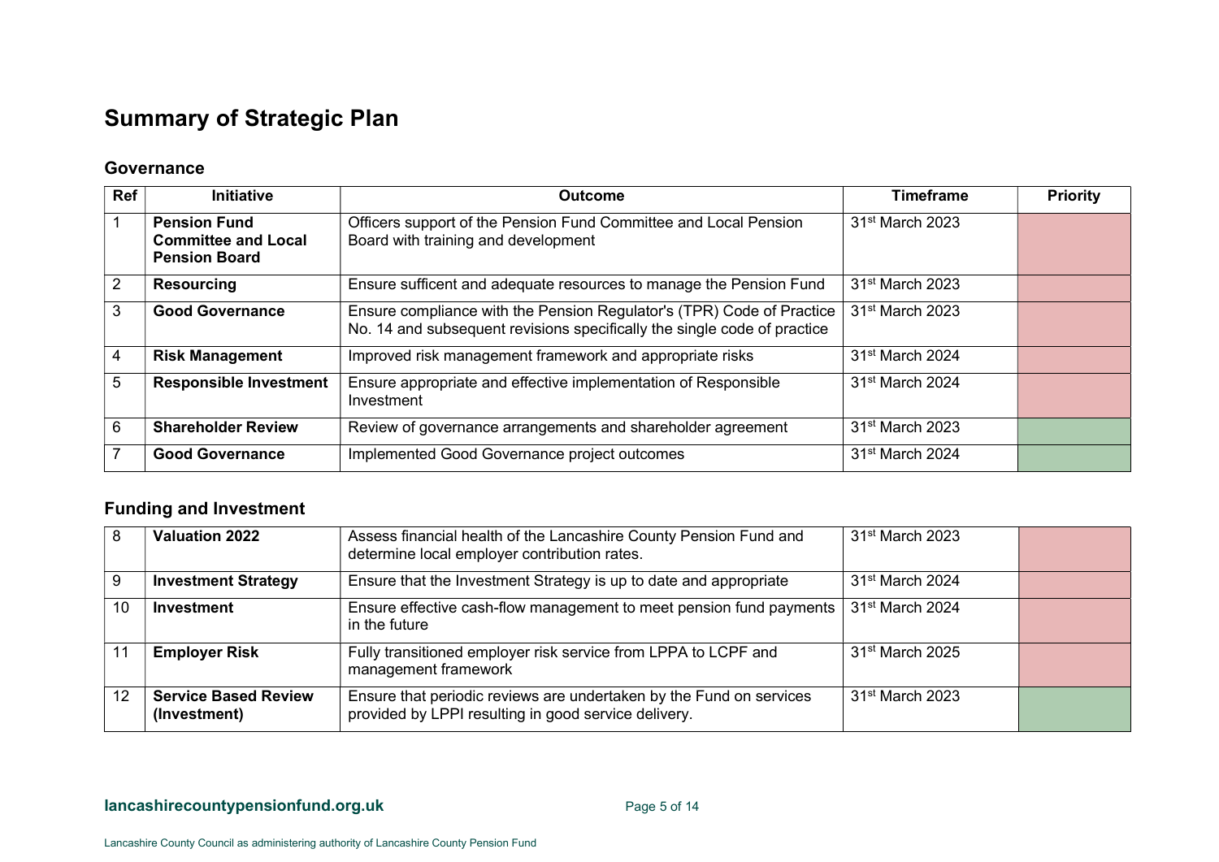# Summary of Strategic Plan

## Governance

| Ref | Initiative | Outcome | Timeframe | Priority |
|---|---|---|---|---|
| 1 | **Pension Fund Committee and Local Pension Board** | Officers support of the Pension Fund Committee and Local Pension Board with training and development | 31st March 2023 | |
| 2 | **Resourcing** | Ensure sufficent and adequate resources to manage the Pension Fund | 31st March 2023 | |
| 3 | **Good Governance** | Ensure compliance with the Pension Regulator's (TPR) Code of Practice No. 14 and subsequent revisions specifically the single code of practice | 31st March 2023 | |
| 4 | **Risk Management** | Improved risk management framework and appropriate risks | 31st March 2024 | |
| 5 | **Responsible Investment** | Ensure appropriate and effective implementation of Responsible Investment | 31st March 2024 | |
| 6 | **Shareholder Review** | Review of governance arrangements and shareholder agreement | 31st March 2023 | |
| 7 | **Good Governance** | Implemented Good Governance project outcomes | 31st March 2024 | |

## Funding and Investment

| Ref | Initiative | Outcome | Timeframe | Priority |
|---|---|---|---|---|
| 8 | **Valuation 2022** | Assess financial health of the Lancashire County Pension Fund and determine local employer contribution rates. | 31st March 2023 | |
| 9 | **Investment Strategy** | Ensure that the Investment Strategy is up to date and appropriate | 31st March 2024 | |
| 10 | **Investment** | Ensure effective cash-flow management to meet pension fund payments in the future | 31st March 2024 | |
| 11 | **Employer Risk** | Fully transitioned employer risk service from LPPA to LCPF and management framework | 31st March 2025 | |
| 12 | **Service Based Review (Investment)** | Ensure that periodic reviews are undertaken by the Fund on services provided by LPPI resulting in good service delivery. | 31st March 2023 | |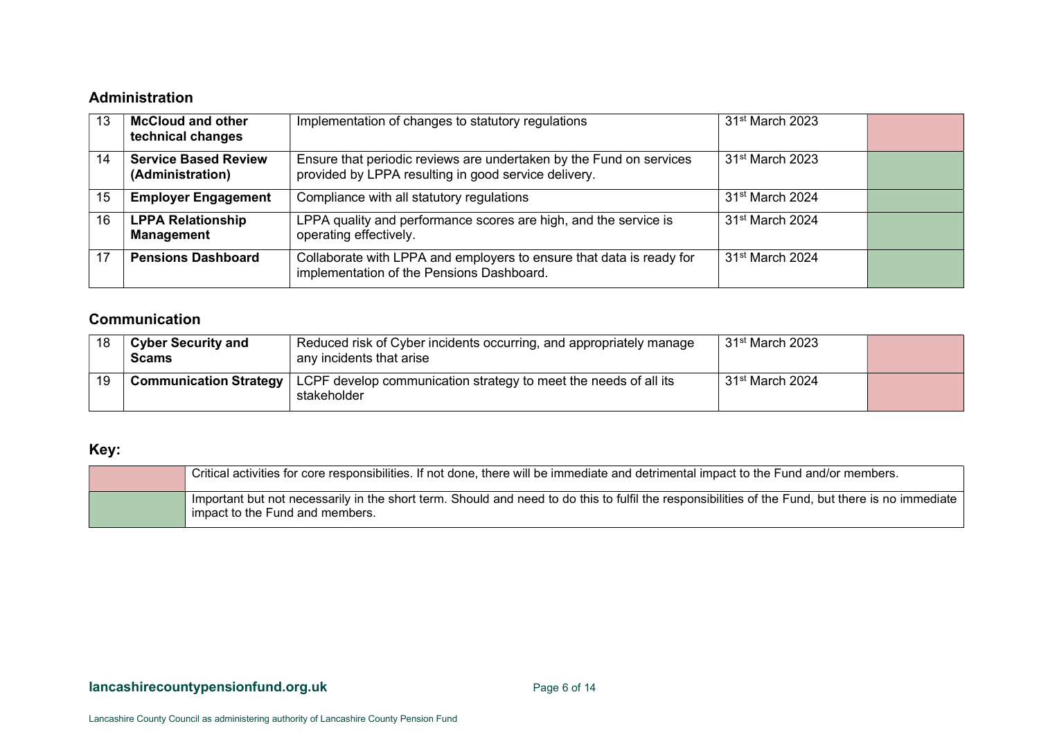## Administration

| 13 | **McCloud and other technical changes** | Implementation of changes to statutory regulations | 31st March 2023 | |
|---|---|---|---|---|
| 14 | **Service Based Review (Administration)** | Ensure that periodic reviews are undertaken by the Fund on services provided by LPPA resulting in good service delivery. | 31st March 2023 | |
| 15 | **Employer Engagement** | Compliance with all statutory regulations | 31st March 2024 | |
| 16 | **LPPA Relationship Management** | LPPA quality and performance scores are high, and the service is operating effectively. | 31st March 2024 | |
| 17 | **Pensions Dashboard** | Collaborate with LPPA and employers to ensure that data is ready for implementation of the Pensions Dashboard. | 31st March 2024 | |

## Communication

| 18 | **Cyber Security and Scams** | Reduced risk of Cyber incidents occurring, and appropriately manage any incidents that arise | 31st March 2023 | |
|---|---|---|---|---|
| 19 | **Communication Strategy** | LCPF develop communication strategy to meet the needs of all its stakeholder | 31st March 2024 | |

## Key:

| | |
|---|---|
| | Critical activities for core responsibilities. If not done, there will be immediate and detrimental impact to the Fund and/or members. |
| | Important but not necessarily in the short term. Should and need to do this to fulfil the responsibilities of the Fund, but there is no immediate impact to the Fund and members. |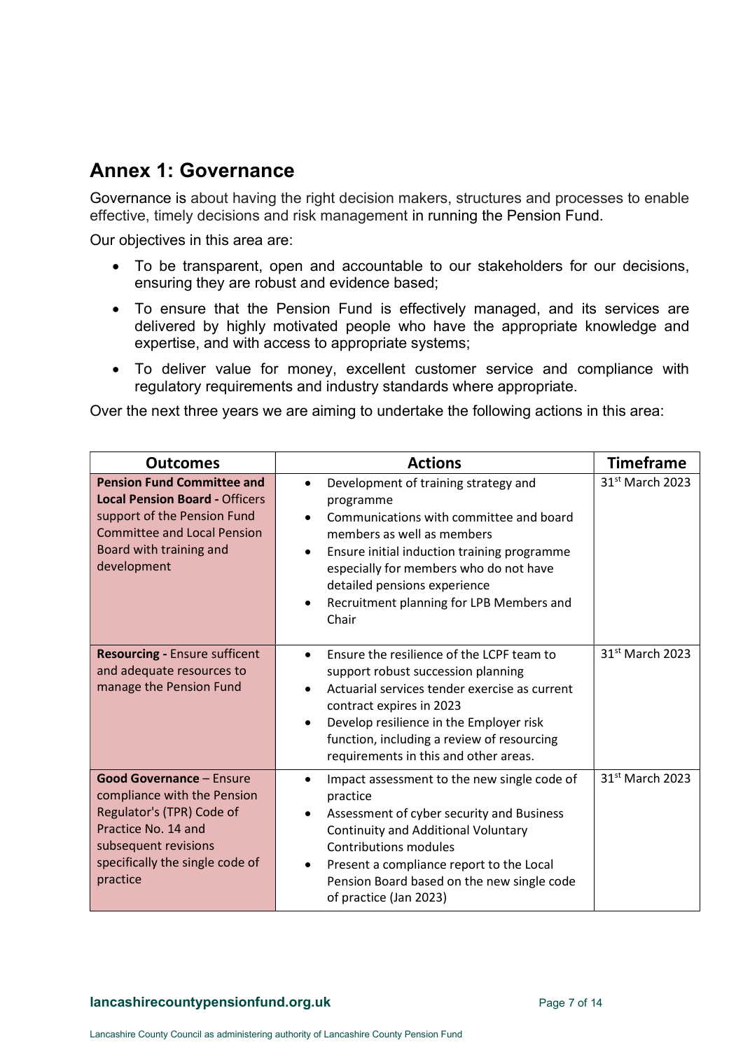## Annex 1: Governance

Governance is about having the right decision makers, structures and processes to enable effective, timely decisions and risk management in running the Pension Fund.

Our objectives in this area are:

- To be transparent, open and accountable to our stakeholders for our decisions, ensuring they are robust and evidence based;
- To ensure that the Pension Fund is effectively managed, and its services are delivered by highly motivated people who have the appropriate knowledge and expertise, and with access to appropriate systems;
- To deliver value for money, excellent customer service and compliance with regulatory requirements and industry standards where appropriate.

Over the next three years we are aiming to undertake the following actions in this area:

| Outcomes | Actions | Timeframe |
|---|---|---|
| **Pension Fund Committee and Local Pension Board -** Officers support of the Pension Fund Committee and Local Pension Board with training and development | • Development of training strategy and programme<br>• Communications with committee and board members as well as members<br>• Ensure initial induction training programme especially for members who do not have detailed pensions experience<br>• Recruitment planning for LPB Members and Chair | 31st March 2023 |
| **Resourcing -** Ensure sufficent and adequate resources to manage the Pension Fund | • Ensure the resilience of the LCPF team to support robust succession planning<br>• Actuarial services tender exercise as current contract expires in 2023<br>• Develop resilience in the Employer risk function, including a review of resourcing requirements in this and other areas. | 31st March 2023 |
| **Good Governance** – Ensure compliance with the Pension Regulator's (TPR) Code of Practice No. 14 and subsequent revisions specifically the single code of practice | • Impact assessment to the new single code of practice<br>• Assessment of cyber security and Business Continuity and Additional Voluntary Contributions modules<br>• Present a compliance report to the Local Pension Board based on the new single code of practice (Jan 2023) | 31st March 2023 |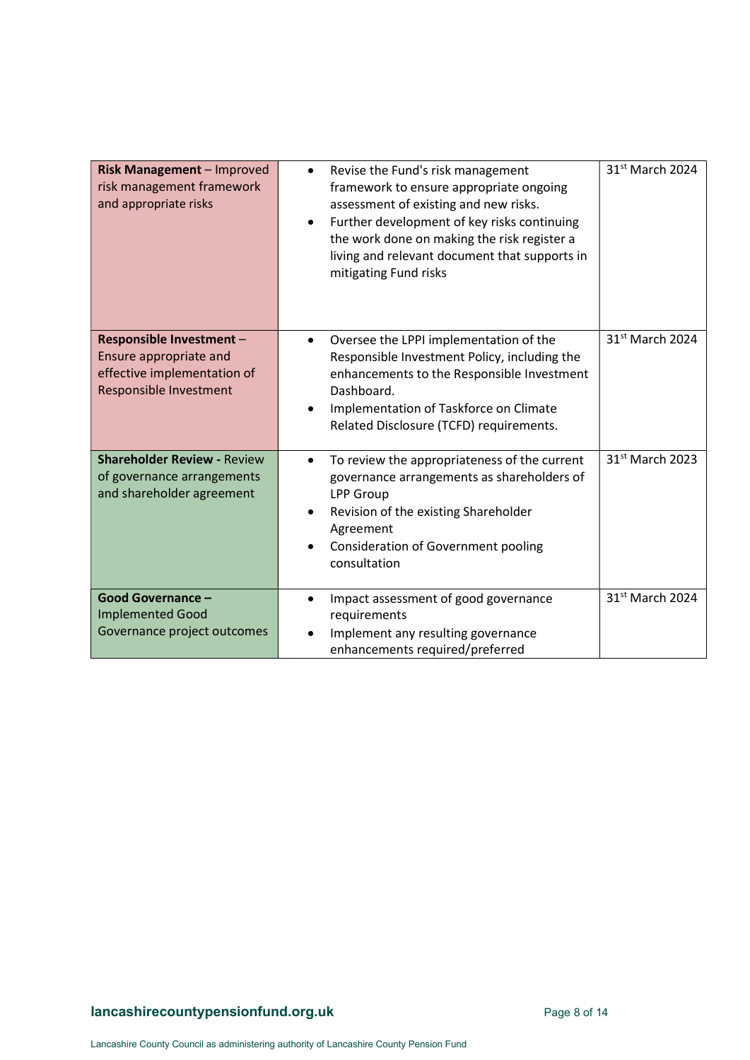| | | |
|---|---|---|
| **Risk Management** – Improved risk management framework and appropriate risks | • Revise the Fund's risk management framework to ensure appropriate ongoing assessment of existing and new risks.<br>• Further development of key risks continuing the work done on making the risk register a living and relevant document that supports in mitigating Fund risks | 31st March 2024 |
| **Responsible Investment** – Ensure appropriate and effective implementation of Responsible Investment | • Oversee the LPPI implementation of the Responsible Investment Policy, including the enhancements to the Responsible Investment Dashboard.<br>• Implementation of Taskforce on Climate Related Disclosure (TCFD) requirements. | 31st March 2024 |
| **Shareholder Review** - Review of governance arrangements and shareholder agreement | • To review the appropriateness of the current governance arrangements as shareholders of LPP Group<br>• Revision of the existing Shareholder Agreement<br>• Consideration of Government pooling consultation | 31st March 2023 |
| **Good Governance** – Implemented Good Governance project outcomes | • Impact assessment of good governance requirements<br>• Implement any resulting governance enhancements required/preferred | 31st March 2024 |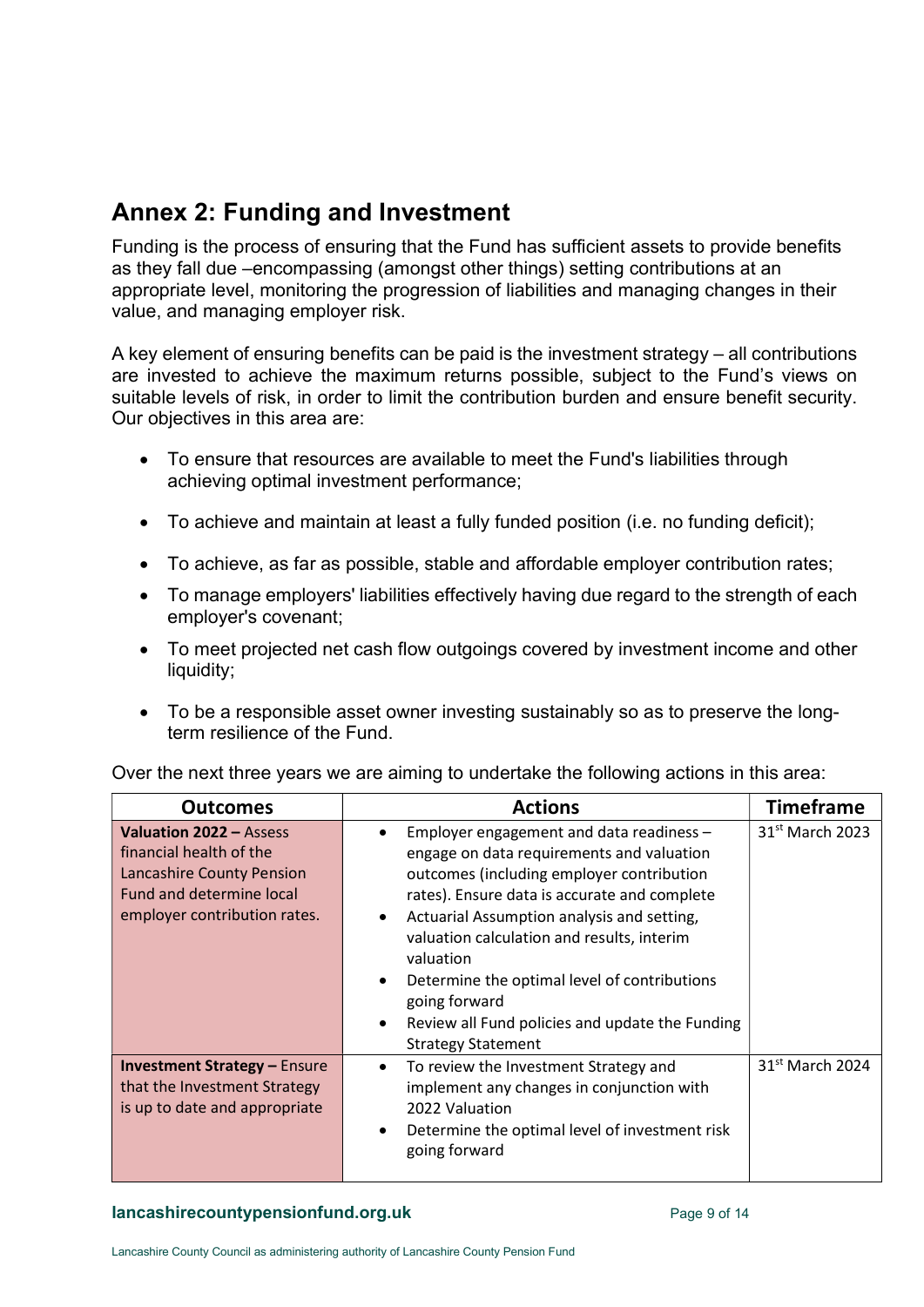## Annex 2: Funding and Investment

Funding is the process of ensuring that the Fund has sufficient assets to provide benefits as they fall due –encompassing (amongst other things) setting contributions at an appropriate level, monitoring the progression of liabilities and managing changes in their value, and managing employer risk.

A key element of ensuring benefits can be paid is the investment strategy – all contributions are invested to achieve the maximum returns possible, subject to the Fund's views on suitable levels of risk, in order to limit the contribution burden and ensure benefit security. Our objectives in this area are:

- To ensure that resources are available to meet the Fund's liabilities through achieving optimal investment performance;
- To achieve and maintain at least a fully funded position (i.e. no funding deficit);
- To achieve, as far as possible, stable and affordable employer contribution rates;
- To manage employers' liabilities effectively having due regard to the strength of each employer's covenant;
- To meet projected net cash flow outgoings covered by investment income and other liquidity;
- To be a responsible asset owner investing sustainably so as to preserve the long-term resilience of the Fund.

Over the next three years we are aiming to undertake the following actions in this area:

| Outcomes | Actions | Timeframe |
|---|---|---|
| **Valuation 2022 –** Assess financial health of the Lancashire County Pension Fund and determine local employer contribution rates. | • Employer engagement and data readiness – engage on data requirements and valuation outcomes (including employer contribution rates). Ensure data is accurate and complete<br>• Actuarial Assumption analysis and setting, valuation calculation and results, interim valuation<br>• Determine the optimal level of contributions going forward<br>• Review all Fund policies and update the Funding Strategy Statement | 31st March 2023 |
| **Investment Strategy –** Ensure that the Investment Strategy is up to date and appropriate | • To review the Investment Strategy and implement any changes in conjunction with 2022 Valuation<br>• Determine the optimal level of investment risk going forward | 31st March 2024 |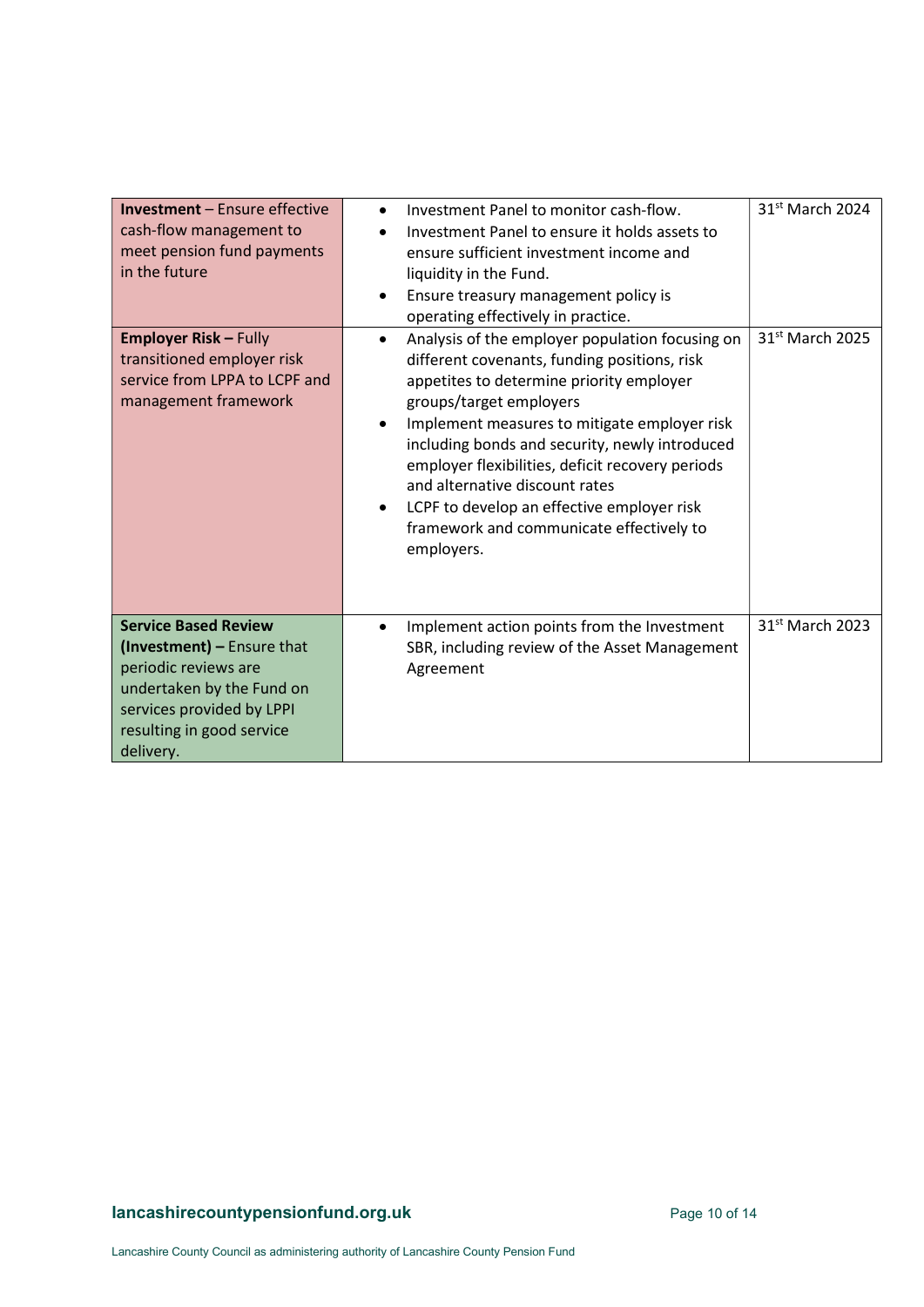| | | |
|---|---|---|
| **Investment** – Ensure effective cash-flow management to meet pension fund payments in the future | • Investment Panel to monitor cash-flow.<br>• Investment Panel to ensure it holds assets to ensure sufficient investment income and liquidity in the Fund.<br>• Ensure treasury management policy is operating effectively in practice. | 31st March 2024 |
| **Employer Risk –** Fully transitioned employer risk service from LPPA to LCPF and management framework | • Analysis of the employer population focusing on different covenants, funding positions, risk appetites to determine priority employer groups/target employers<br>• Implement measures to mitigate employer risk including bonds and security, newly introduced employer flexibilities, deficit recovery periods and alternative discount rates<br>• LCPF to develop an effective employer risk framework and communicate effectively to employers. | 31st March 2025 |
| **Service Based Review (Investment) –** Ensure that periodic reviews are undertaken by the Fund on services provided by LPPI resulting in good service delivery. | • Implement action points from the Investment SBR, including review of the Asset Management Agreement | 31st March 2023 |

Lancashire County Council as administering authority of Lancashire County Pension Fund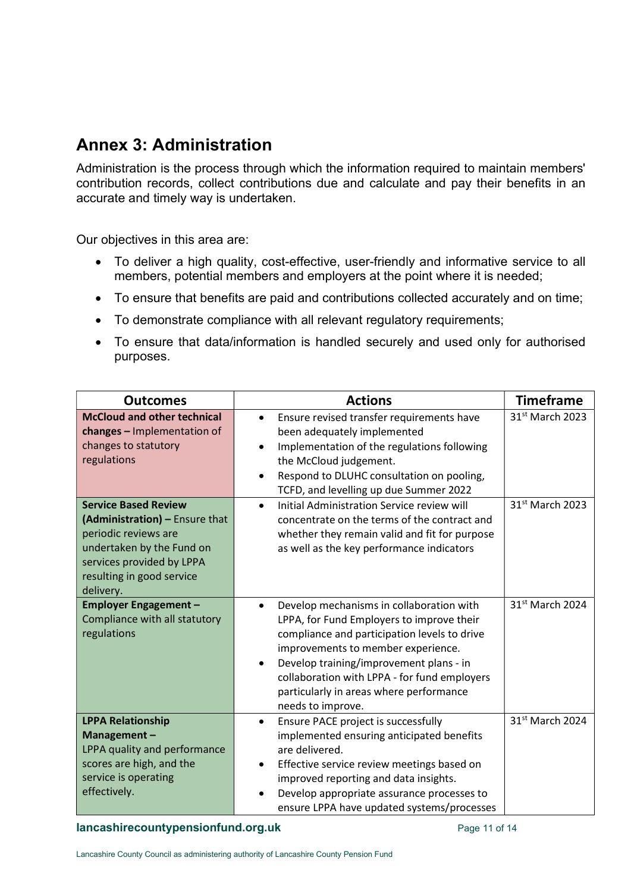# Annex 3: Administration

Administration is the process through which the information required to maintain members' contribution records, collect contributions due and calculate and pay their benefits in an accurate and timely way is undertaken.

Our objectives in this area are:

- To deliver a high quality, cost-effective, user-friendly and informative service to all members, potential members and employers at the point where it is needed;
- To ensure that benefits are paid and contributions collected accurately and on time;
- To demonstrate compliance with all relevant regulatory requirements;
- To ensure that data/information is handled securely and used only for authorised purposes.

| Outcomes | Actions | Timeframe |
| --- | --- | --- |
| **McCloud and other technical changes –** Implementation of changes to statutory regulations | • Ensure revised transfer requirements have been adequately implemented<br>• Implementation of the regulations following the McCloud judgement.<br>• Respond to DLUHC consultation on pooling, TCFD, and levelling up due Summer 2022 | 31st March 2023 |
| **Service Based Review (Administration) –** Ensure that periodic reviews are undertaken by the Fund on services provided by LPPA resulting in good service delivery. | • Initial Administration Service review will concentrate on the terms of the contract and whether they remain valid and fit for purpose as well as the key performance indicators | 31st March 2023 |
| **Employer Engagement –** Compliance with all statutory regulations | • Develop mechanisms in collaboration with LPPA, for Fund Employers to improve their compliance and participation levels to drive improvements to member experience.<br>• Develop training/improvement plans - in collaboration with LPPA - for fund employers particularly in areas where performance needs to improve. | 31st March 2024 |
| **LPPA Relationship Management –** LPPA quality and performance scores are high, and the service is operating effectively. | • Ensure PACE project is successfully implemented ensuring anticipated benefits are delivered.<br>• Effective service review meetings based on improved reporting and data insights.<br>• Develop appropriate assurance processes to ensure LPPA have updated systems/processes | 31st March 2024 |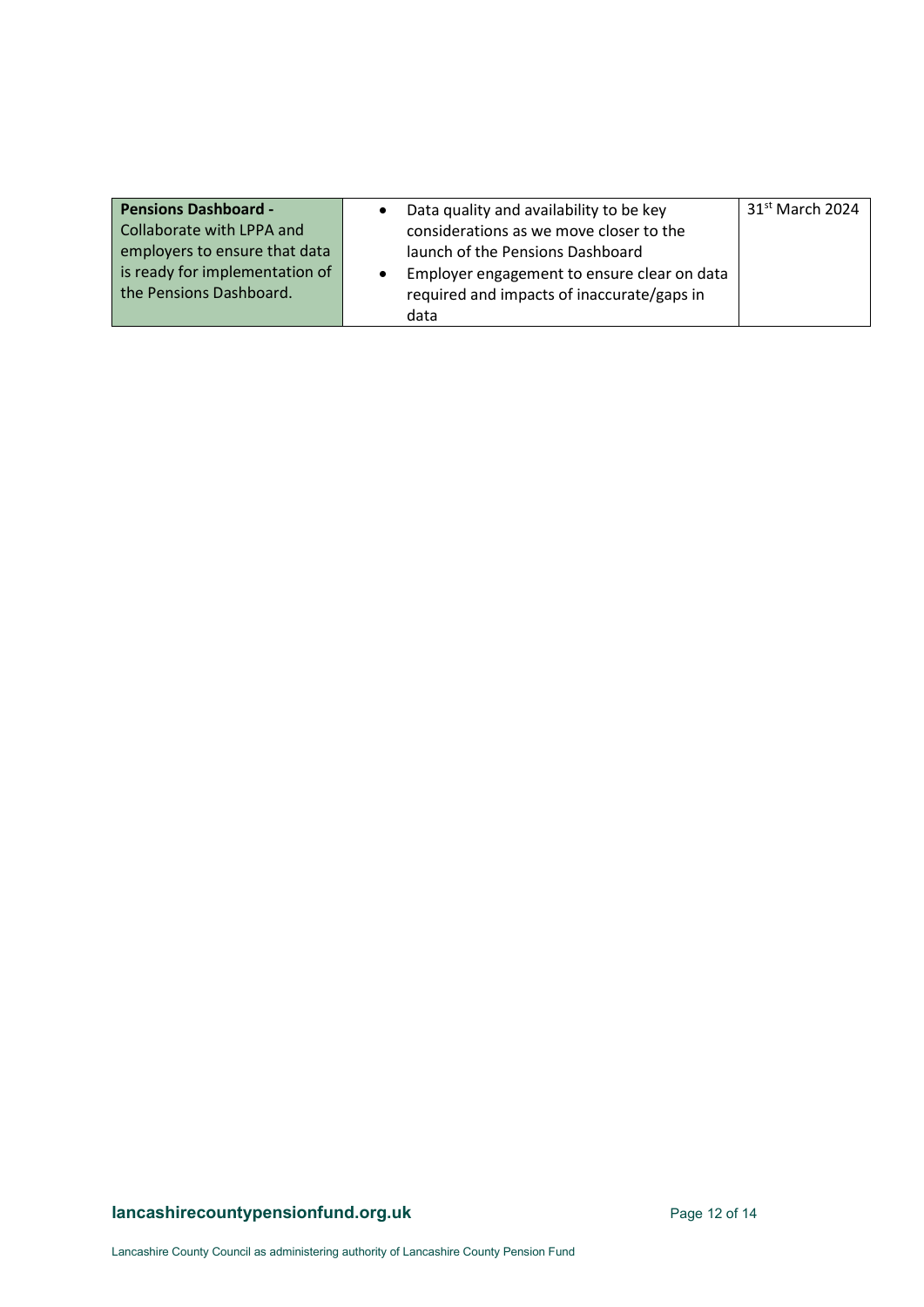| | | |
|---|---|---|
| **Pensions Dashboard -** Collaborate with LPPA and employers to ensure that data is ready for implementation of the Pensions Dashboard. | • Data quality and availability to be key considerations as we move closer to the launch of the Pensions Dashboard<br>• Employer engagement to ensure clear on data required and impacts of inaccurate/gaps in data | 31st March 2024 |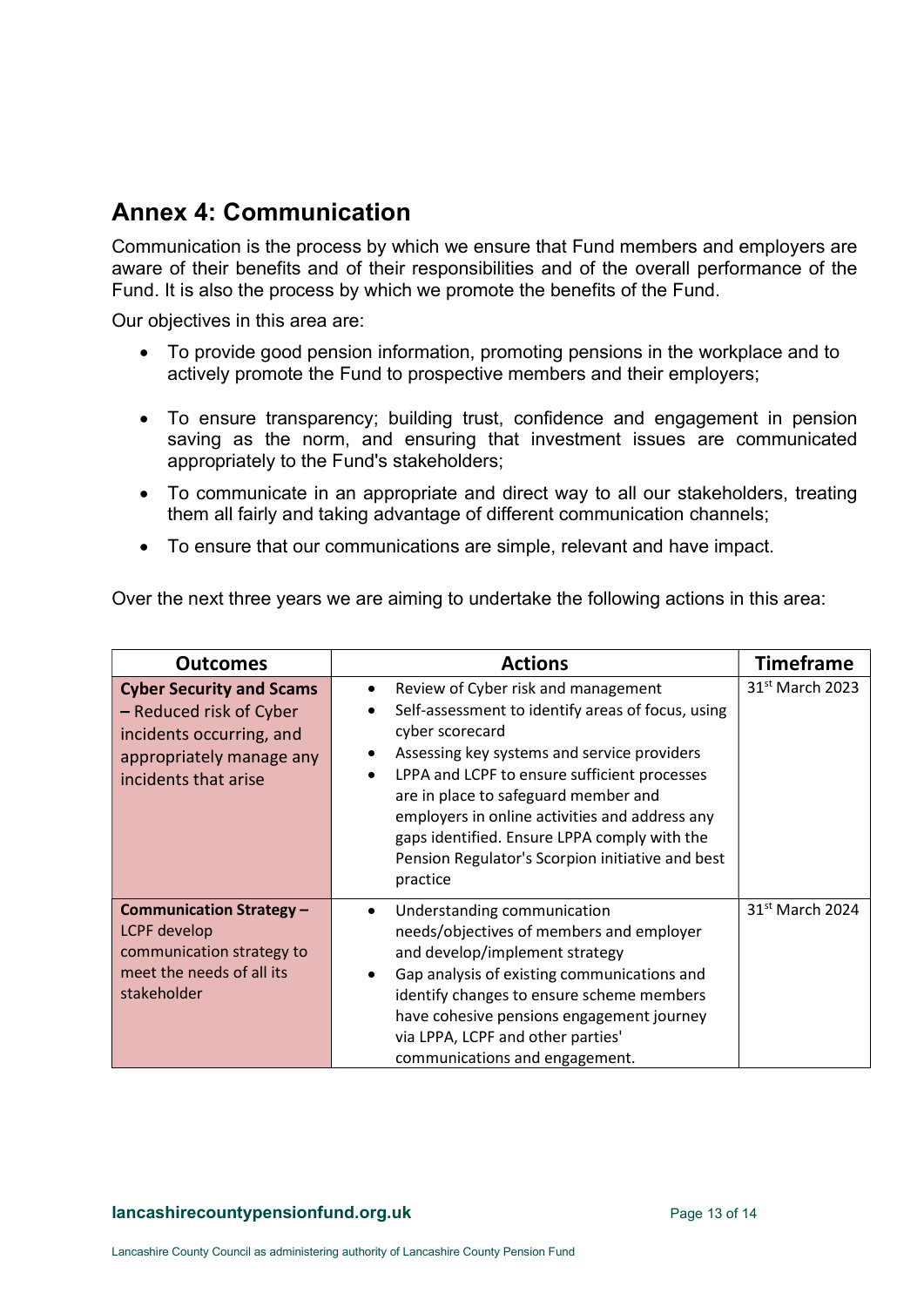## Annex 4: Communication

Communication is the process by which we ensure that Fund members and employers are aware of their benefits and of their responsibilities and of the overall performance of the Fund. It is also the process by which we promote the benefits of the Fund.

Our objectives in this area are:

- To provide good pension information, promoting pensions in the workplace and to actively promote the Fund to prospective members and their employers;
- To ensure transparency; building trust, confidence and engagement in pension saving as the norm, and ensuring that investment issues are communicated appropriately to the Fund's stakeholders;
- To communicate in an appropriate and direct way to all our stakeholders, treating them all fairly and taking advantage of different communication channels;
- To ensure that our communications are simple, relevant and have impact.

Over the next three years we are aiming to undertake the following actions in this area:

| Outcomes | Actions | Timeframe |
|---|---|---|
| **Cyber Security and Scams –** Reduced risk of Cyber incidents occurring, and appropriately manage any incidents that arise | • Review of Cyber risk and management<br>• Self-assessment to identify areas of focus, using cyber scorecard<br>• Assessing key systems and service providers<br>• LPPA and LCPF to ensure sufficient processes are in place to safeguard member and employers in online activities and address any gaps identified. Ensure LPPA comply with the Pension Regulator's Scorpion initiative and best practice | 31st March 2023 |
| **Communication Strategy –** LCPF develop communication strategy to meet the needs of all its stakeholder | • Understanding communication needs/objectives of members and employer and develop/implement strategy<br>• Gap analysis of existing communications and identify changes to ensure scheme members have cohesive pensions engagement journey via LPPA, LCPF and other parties' communications and engagement. | 31st March 2024 |

**lancashirecountypensionfund.org.uk**

Lancashire County Council as administering authority of Lancashire County Pension Fund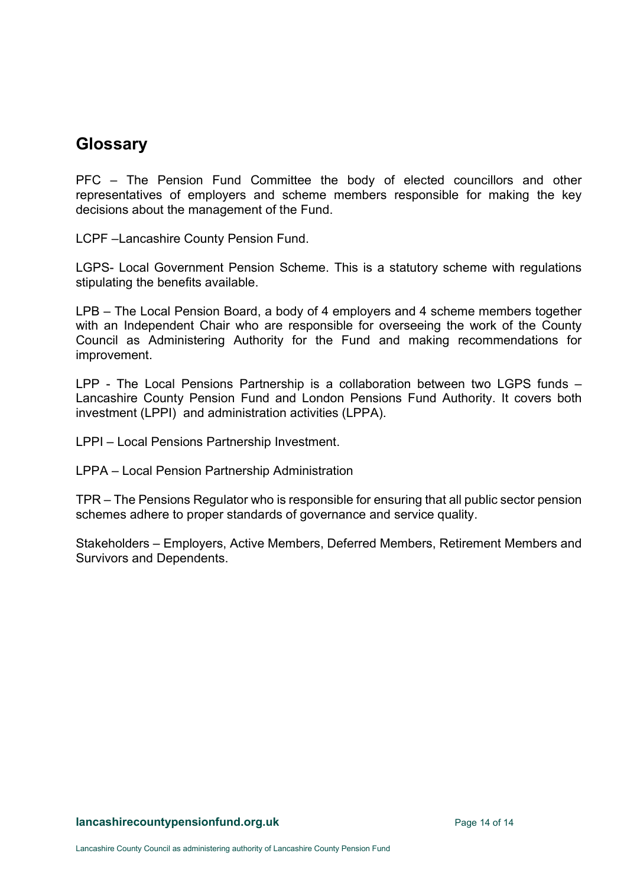## Glossary

PFC – The Pension Fund Committee the body of elected councillors and other representatives of employers and scheme members responsible for making the key decisions about the management of the Fund.

LCPF –Lancashire County Pension Fund.

LGPS- Local Government Pension Scheme. This is a statutory scheme with regulations stipulating the benefits available.

LPB – The Local Pension Board, a body of 4 employers and 4 scheme members together with an Independent Chair who are responsible for overseeing the work of the County Council as Administering Authority for the Fund and making recommendations for improvement.

LPP - The Local Pensions Partnership is a collaboration between two LGPS funds – Lancashire County Pension Fund and London Pensions Fund Authority. It covers both investment (LPPI) and administration activities (LPPA).

LPPI – Local Pensions Partnership Investment.

LPPA – Local Pension Partnership Administration

TPR – The Pensions Regulator who is responsible for ensuring that all public sector pension schemes adhere to proper standards of governance and service quality.

Stakeholders – Employers, Active Members, Deferred Members, Retirement Members and Survivors and Dependents.